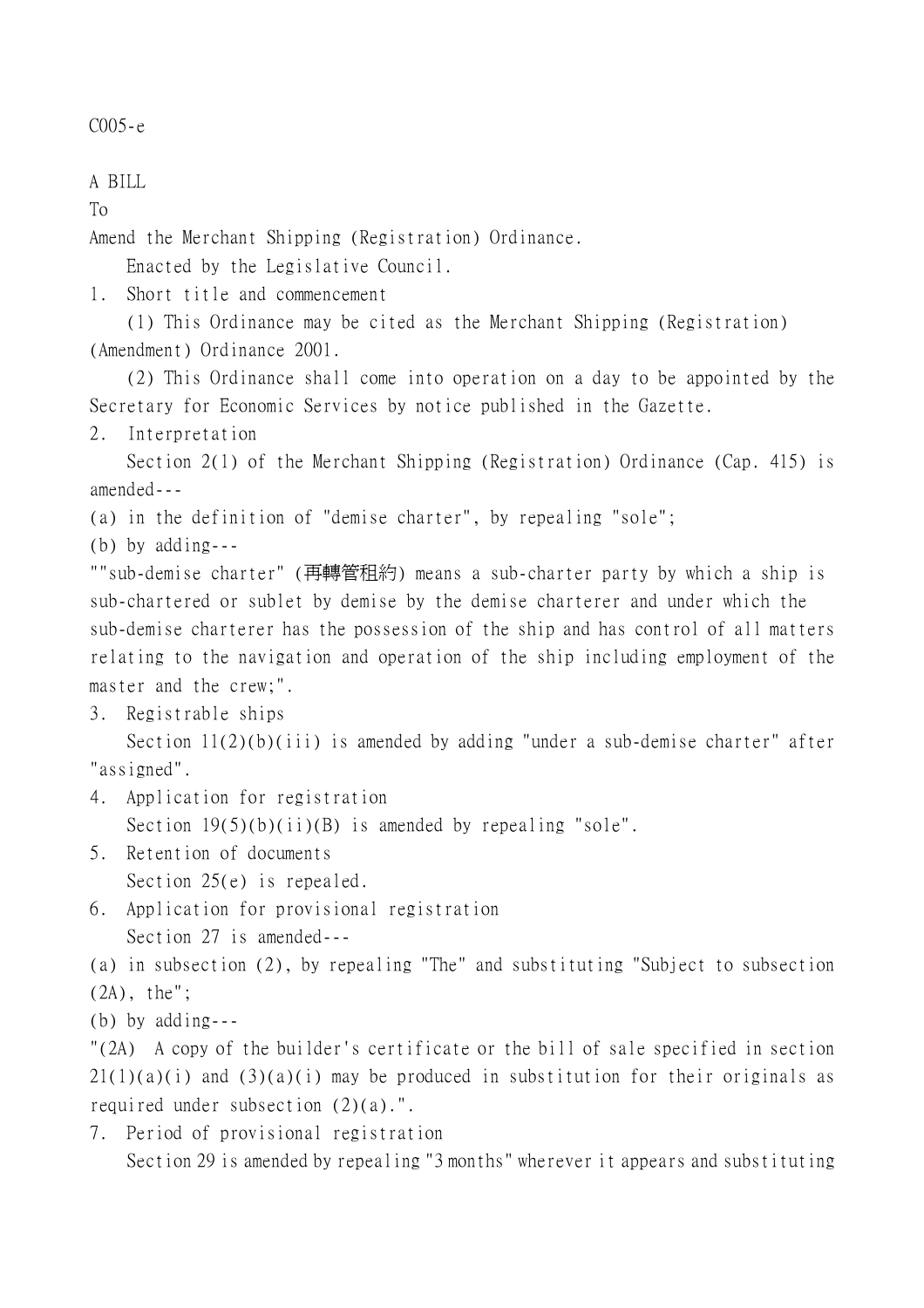C005-e

A BILL

To

Amend the Merchant Shipping (Registration) Ordinance.

Enacted by the Legislative Council.

1. Short title and commencement

(1) This Ordinance may be cited as the Merchant Shipping (Registration) (Amendment) Ordinance 2001.

(2) This Ordinance shall come into operation on a day to be appointed by the Secretary for Economic Services by notice published in the Gazette.

2. Interpretation

Section 2(1) of the Merchant Shipping (Registration) Ordinance (Cap. 415) is amended---

(a) in the definition of "demise charter", by repealing "sole";

(b) by adding---

""sub-demise charter" (再轉管租約) means a sub-charter party by which a ship is sub-chartered or sublet by demise by the demise charterer and under which the sub-demise charterer has the possession of the ship and has control of all matters relating to the navigation and operation of the ship including employment of the master and the crew;".

3. Registrable ships

Section 11(2)(b)(iii) is amended by adding "under a sub-demise charter" after "assigned".

4. Application for registration

Section 19(5)(b)(ii)(B) is amended by repealing "sole".

5. Retention of documents

Section 25(e) is repealed.

6. Application for provisional registration

Section 27 is amended---

(a) in subsection (2), by repealing "The" and substituting "Subject to subsection (2A), the";

(b) by adding---

"(2A) A copy of the builder's certificate or the bill of sale specified in section 21(1)(a)(i) and (3)(a)(i) may be produced in substitution for their originals as required under subsection (2)(a).".

7. Period of provisional registration

Section 29 is amended by repealing "3 months" wherever it appears and substituting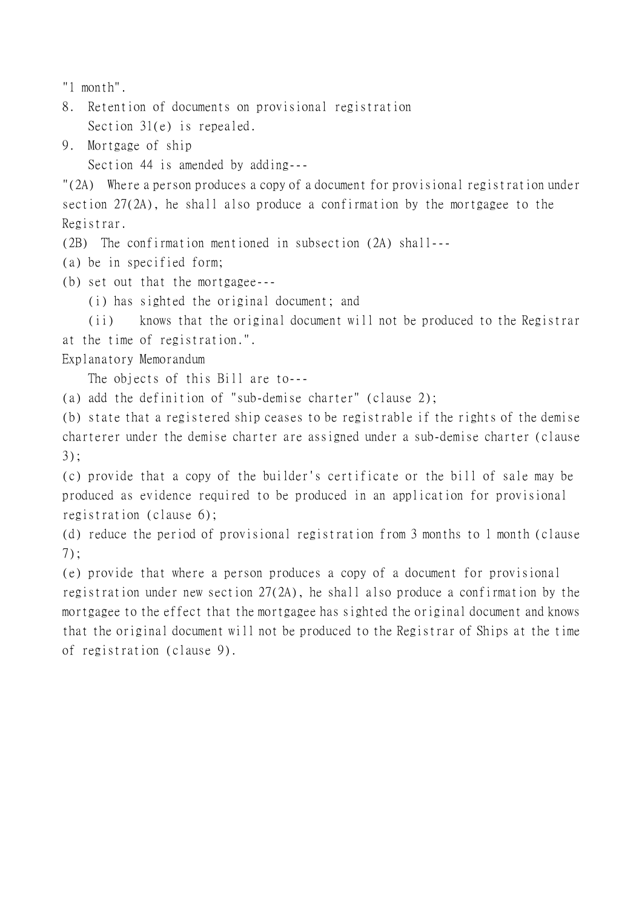"1 month".

8. Retention of documents on provisional registration

   Section 31(e) is repealed.

9. Mortgage of ship

   Section 44 is amended by adding---

"(2A) Where a person produces a copy of a document for provisional registration under section 27(2A), he shall also produce a confirmation by the mortgagee to the Registrar.

(2B) The confirmation mentioned in subsection (2A) shall---

(a) be in specified form;

(b) set out that the mortgagee---

   (i) has sighted the original document; and

   (ii) knows that the original document will not be produced to the Registrar at the time of registration.".

Explanatory Memorandum

The objects of this Bill are to---

(a) add the definition of "sub-demise charter" (clause 2);

(b) state that a registered ship ceases to be registrable if the rights of the demise charterer under the demise charter are assigned under a sub-demise charter (clause 3);

(c) provide that a copy of the builder's certificate or the bill of sale may be produced as evidence required to be produced in an application for provisional registration (clause 6);

(d) reduce the period of provisional registration from 3 months to 1 month (clause 7);

(e) provide that where a person produces a copy of a document for provisional registration under new section 27(2A), he shall also produce a confirmation by the mortgagee to the effect that the mortgagee has sighted the original document and knows that the original document will not be produced to the Registrar of Ships at the time of registration (clause 9).